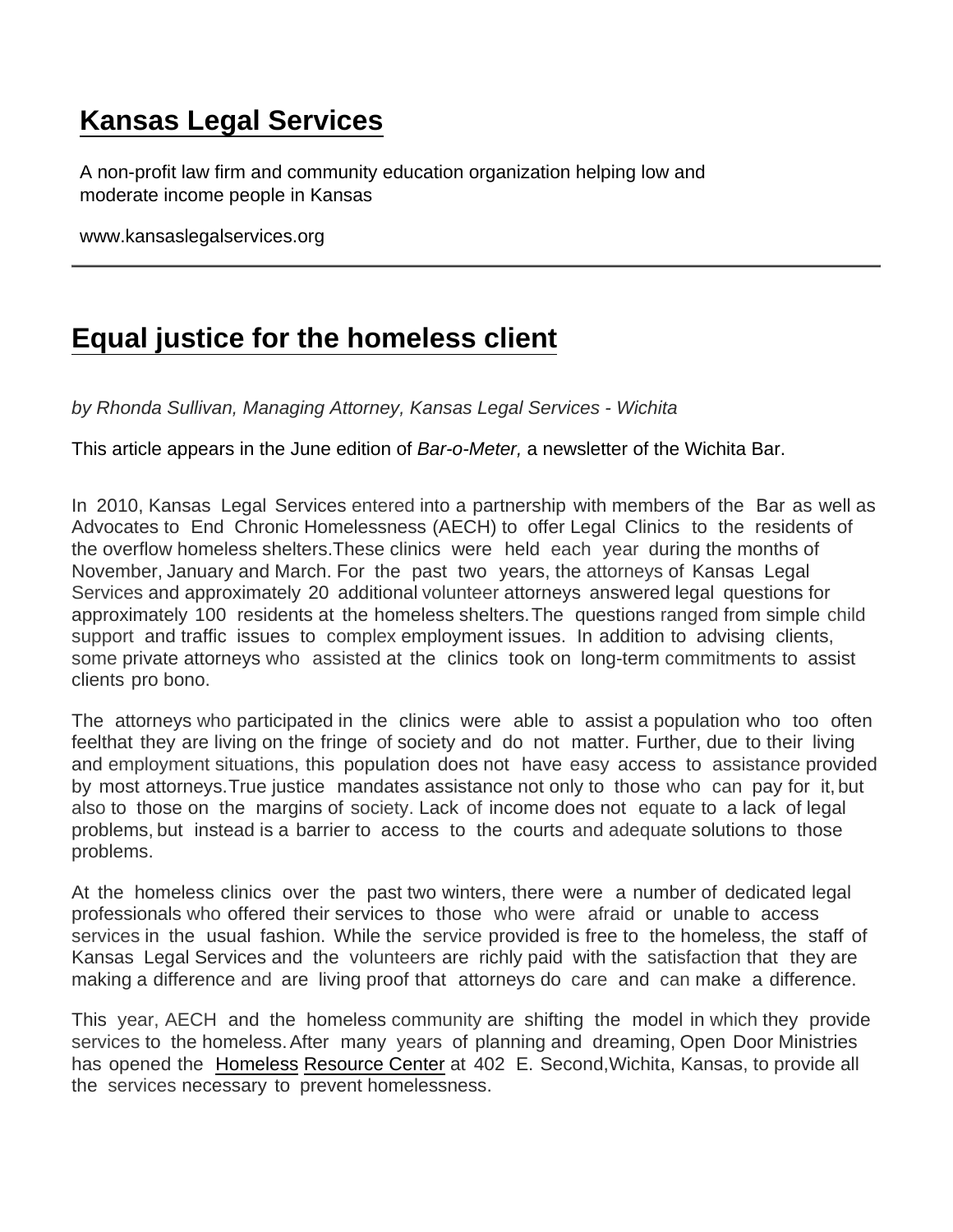# Kansas Legal Services

A non-profit law firm and community education organization helping low and moderate income people in Kansas

www.kansaslegalservices.org

---

## Equal justice for the homeless client

*by Rhonda Sullivan, Managing Attorney, Kansas Legal Services - Wichita*

This article appears in the June edition of *Bar-o-Meter,* a newsletter of the Wichita Bar.

In 2010, Kansas Legal Services entered into a partnership with members of the Bar as well as Advocates to End Chronic Homelessness (AECH) to offer Legal Clinics to the residents of the overflow homeless shelters.These clinics were held each year during the months of November, January and March. For the past two years, the attorneys of Kansas Legal Services and approximately 20 additional volunteer attorneys answered legal questions for approximately 100 residents at the homeless shelters.The questions ranged from simple child support and traffic issues to complex employment issues. In addition to advising clients, some private attorneys who assisted at the clinics took on long-term commitments to assist clients pro bono.

The attorneys who participated in the clinics were able to assist a population who too often feelthat they are living on the fringe of society and do not matter. Further, due to their living and employment situations, this population does not have easy access to assistance provided by most attorneys.True justice mandates assistance not only to those who can pay for it, but also to those on the margins of society. Lack of income does not equate to a lack of legal problems, but instead is a barrier to access to the courts and adequate solutions to those problems.

At the homeless clinics over the past two winters, there were a number of dedicated legal professionals who offered their services to those who were afraid or unable to access services in the usual fashion. While the service provided is free to the homeless, the staff of Kansas Legal Services and the volunteers are richly paid with the satisfaction that they are making a difference and are living proof that attorneys do care and can make a difference.

This year, AECH and the homeless community are shifting the model in which they provide services to the homeless. After many years of planning and dreaming, Open Door Ministries has opened the Homeless Resource Center at 402 E. Second,Wichita, Kansas, to provide all the services necessary to prevent homelessness.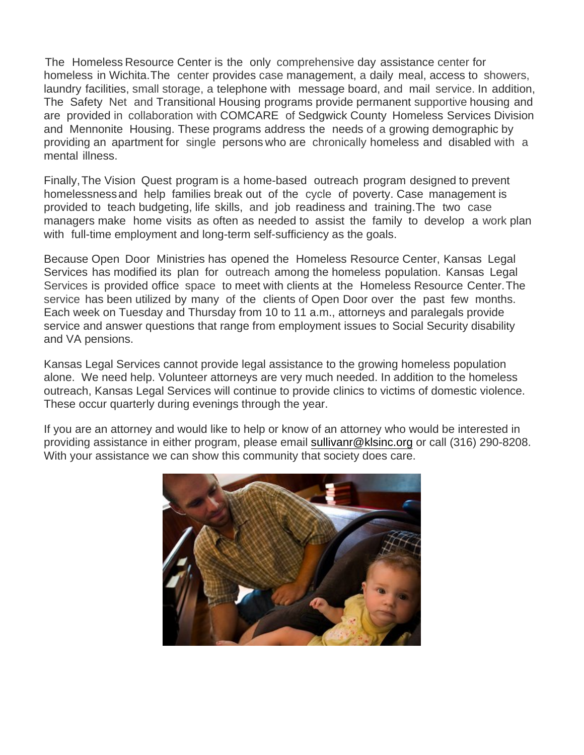The Homeless Resource Center is the only comprehensive day assistance center for homeless in Wichita. The center provides case management, a daily meal, access to showers, laundry facilities, small storage, a telephone with message board, and mail service. In addition, The Safety Net and Transitional Housing programs provide permanent supportive housing and are provided in collaboration with COMCARE of Sedgwick County Homeless Services Division and Mennonite Housing. These programs address the needs of a growing demographic by providing an apartment for single persons who are chronically homeless and disabled with a mental illness.

Finally, The Vision Quest program is a home-based outreach program designed to prevent homelessness and help families break out of the cycle of poverty. Case management is provided to teach budgeting, life skills, and job readiness and training. The two case managers make home visits as often as needed to assist the family to develop a work plan with full-time employment and long-term self-sufficiency as the goals.

Because Open Door Ministries has opened the Homeless Resource Center, Kansas Legal Services has modified its plan for outreach among the homeless population. Kansas Legal Services is provided office space to meet with clients at the Homeless Resource Center. The service has been utilized by many of the clients of Open Door over the past few months. Each week on Tuesday and Thursday from 10 to 11 a.m., attorneys and paralegals provide service and answer questions that range from employment issues to Social Security disability and VA pensions.

Kansas Legal Services cannot provide legal assistance to the growing homeless population alone. We need help. Volunteer attorneys are very much needed. In addition to the homeless outreach, Kansas Legal Services will continue to provide clinics to victims of domestic violence. These occur quarterly during evenings through the year.

If you are an attorney and would like to help or know of an attorney who would be interested in providing assistance in either program, please email sullivanr@klsinc.org or call (316) 290-8208. With your assistance we can show this community that society does care.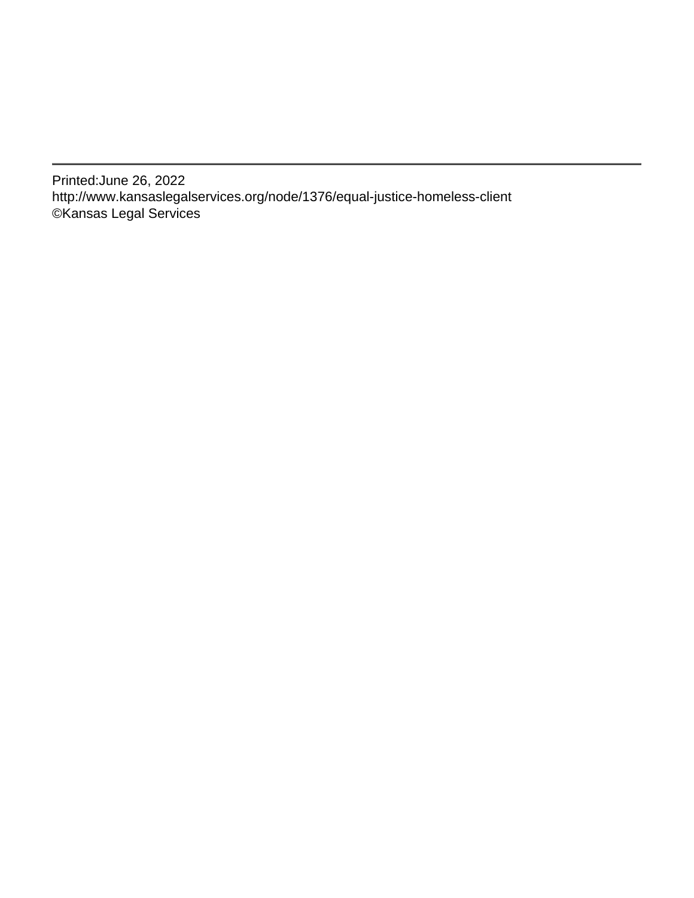---

Printed:June 26, 2022

http://www.kansaslegalservices.org/node/1376/equal-justice-homeless-client

©Kansas Legal Services